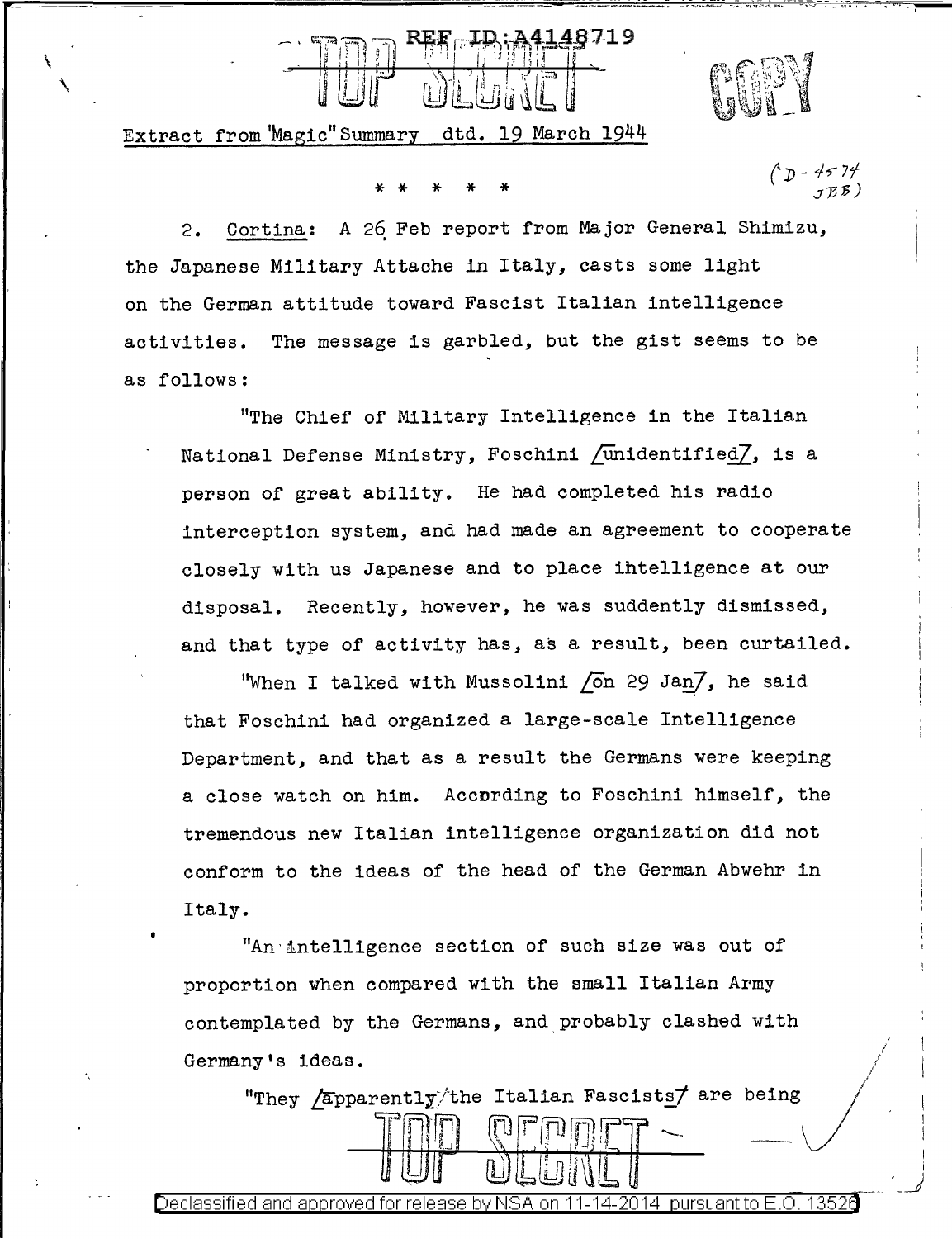REF ID:A4148719

TOP SECRET

COPY

Extract from "Magic" Summary dtd. 19 March 1944

(D-4574 JBB)

\* \* \* \* \*

2. Cortina: A 26 Feb report from Major General Shimizu, the Japanese Military Attache in Italy, casts some light on the German attitude toward Fascist Italian intelligence activities. The message is garbled, but the gist seems to be as follows:

"The Chief of Military Intelligence in the Italian National Defense Ministry, Foschini /unidentified/, is a person of great ability. He had completed his radio interception system, and had made an agreement to cooperate closely with us Japanese and to place intelligence at our disposal. Recently, however, he was suddenly dismissed, and that type of activity has, as a result, been curtailed.

"When I talked with Mussolini /on 29 Jan/, he said that Foschini had organized a large-scale Intelligence Department, and that as a result the Germans were keeping a close watch on him. According to Foschini himself, the tremendous new Italian intelligence organization did not conform to the ideas of the head of the German Abwehr in Italy.

"An intelligence section of such size was out of proportion when compared with the small Italian Army contemplated by the Germans, and probably clashed with Germany's ideas.

"They /apparently the Italian Fascists/ are being

TOP SECRET

Declassified and approved for release by NSA on 11-14-2014 pursuant to E.O. 13526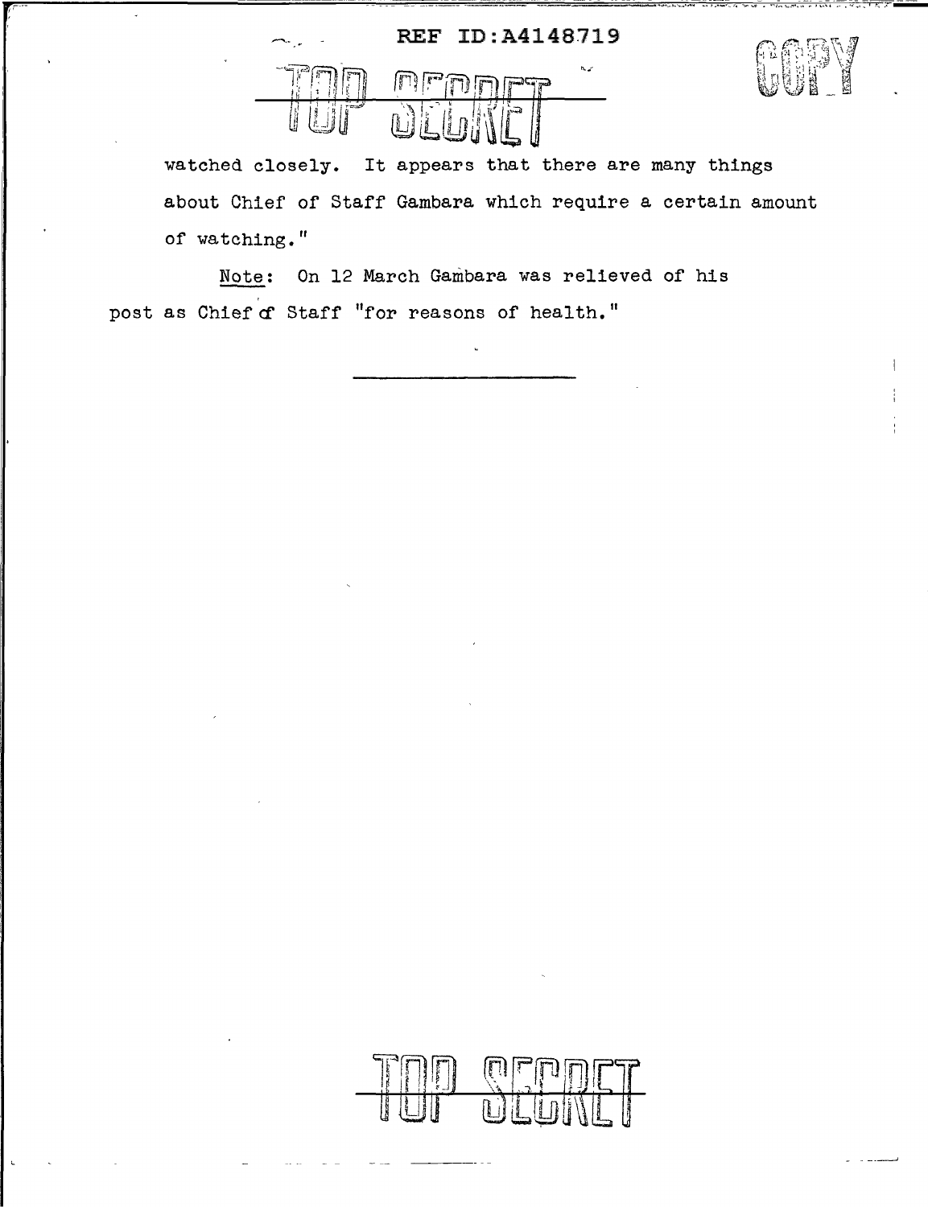watched closely. It appears that there are many things about Chief of Staff Gambara which require a certain amount of watching."

Note: On 12 March Gambara was relieved of his post as Chief of Staff "for reasons of health."